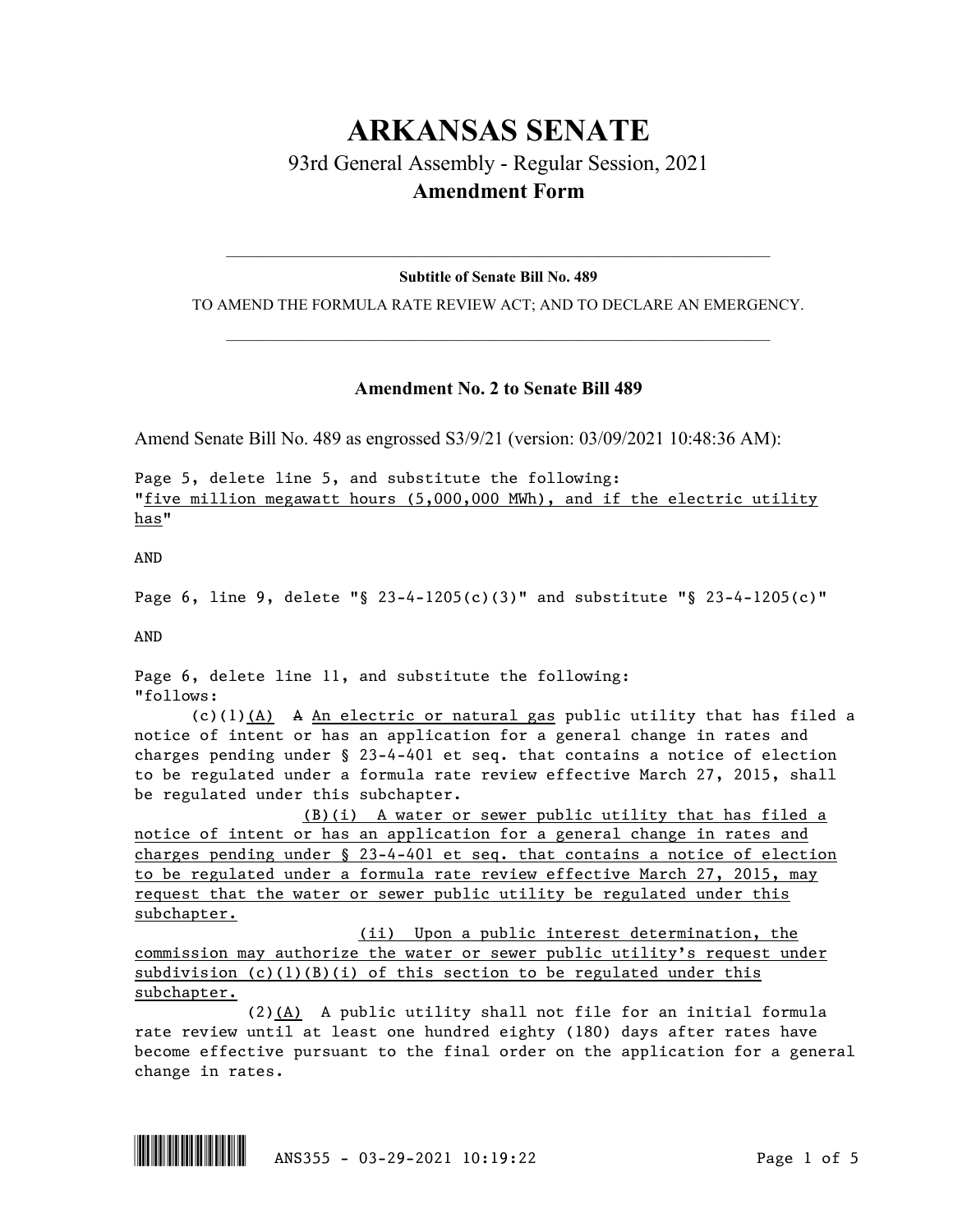# ARKANSAS SENATE

## 93rd General Assembly - Regular Session, 2021

## Amendment Form

**Subtitle of Senate Bill No. 489**

TO AMEND THE FORMULA RATE REVIEW ACT; AND TO DECLARE AN EMERGENCY.

### Amendment No. 2 to Senate Bill 489

Amend Senate Bill No. 489 as engrossed S3/9/21 (version: 03/09/2021 10:48:36 AM):

Page 5, delete line 5, and substitute the following:
"<u>five million megawatt hours (5,000,000 MWh), and if the electric utility has</u>"

AND

Page 6, line 9, delete "§ 23-4-1205(c)(3)" and substitute "§ 23-4-1205(c)"

AND

Page 6, delete line 11, and substitute the following:
"follows:

(c)(1)<u>(A)</u> ~~A~~ <u>An electric or natural gas</u> public utility that has filed a notice of intent or has an application for a general change in rates and charges pending under § 23-4-401 et seq. that contains a notice of election to be regulated under a formula rate review effective March 27, 2015, shall be regulated under this subchapter.

<u>(B)(i) A water or sewer public utility that has filed a notice of intent or has an application for a general change in rates and charges pending under § 23-4-401 et seq. that contains a notice of election to be regulated under a formula rate review effective March 27, 2015, may request that the water or sewer public utility be regulated under this subchapter.</u>

<u>(ii) Upon a public interest determination, the commission may authorize the water or sewer public utility's request under subdivision (c)(1)(B)(i) of this section to be regulated under this subchapter.</u>

(2)<u>(A)</u> A public utility shall not file for an initial formula rate review until at least one hundred eighty (180) days after rates have become effective pursuant to the final order on the application for a general change in rates.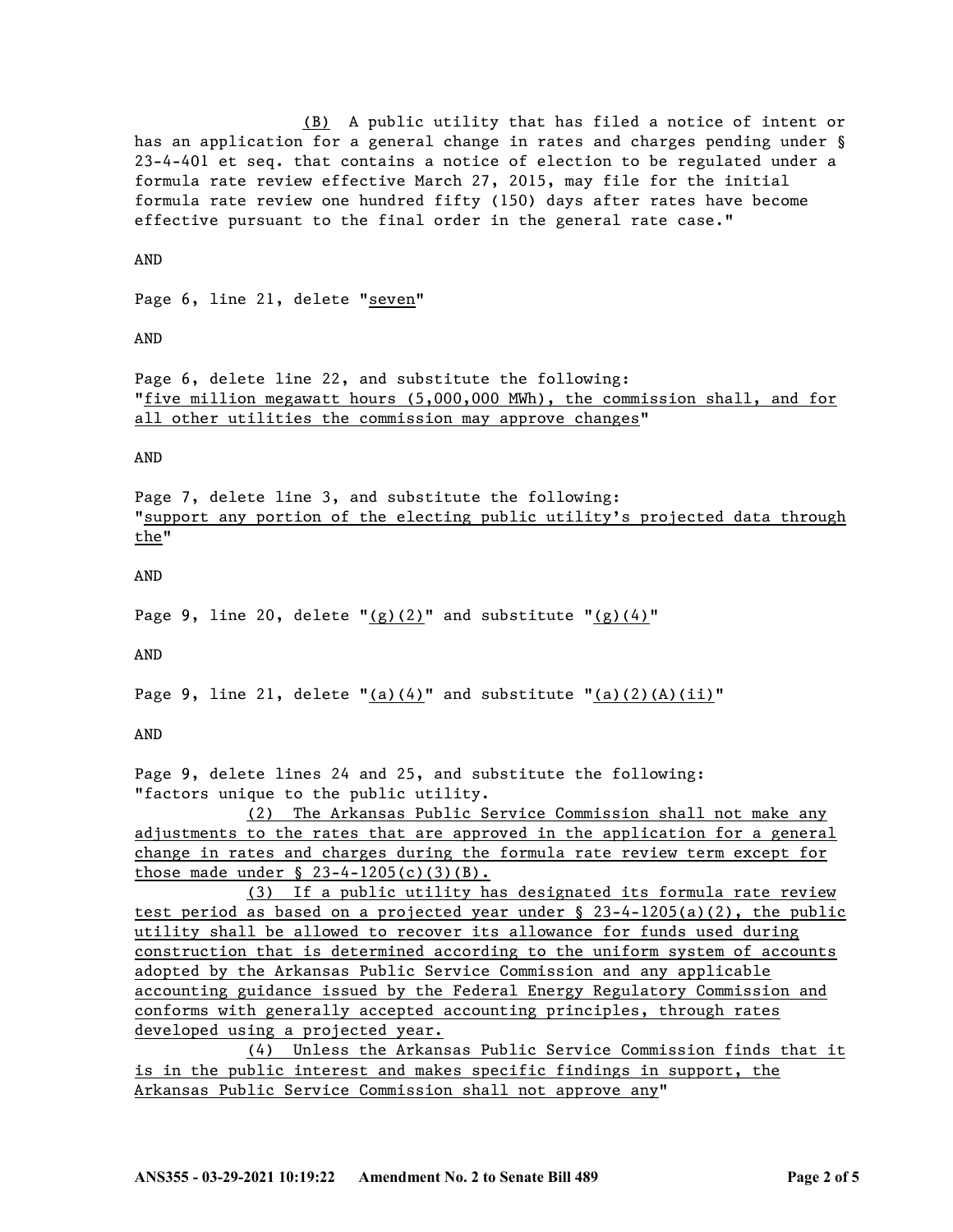(B) A public utility that has filed a notice of intent or has an application for a general change in rates and charges pending under § 23-4-401 et seq. that contains a notice of election to be regulated under a formula rate review effective March 27, 2015, may file for the initial formula rate review one hundred fifty (150) days after rates have become effective pursuant to the final order in the general rate case."

AND

Page 6, line 21, delete "seven"

AND

Page 6, delete line 22, and substitute the following:
"five million megawatt hours (5,000,000 MWh), the commission shall, and for all other utilities the commission may approve changes"

AND

Page 7, delete line 3, and substitute the following:
"support any portion of the electing public utility's projected data through the"

AND

Page 9, line 20, delete "(g)(2)" and substitute "(g)(4)"

AND

Page 9, line 21, delete "(a)(4)" and substitute "(a)(2)(A)(ii)"

AND

Page 9, delete lines 24 and 25, and substitute the following:
"factors unique to the public utility.

(2) The Arkansas Public Service Commission shall not make any adjustments to the rates that are approved in the application for a general change in rates and charges during the formula rate review term except for those made under § 23-4-1205(c)(3)(B).

(3) If a public utility has designated its formula rate review test period as based on a projected year under § 23-4-1205(a)(2), the public utility shall be allowed to recover its allowance for funds used during construction that is determined according to the uniform system of accounts adopted by the Arkansas Public Service Commission and any applicable accounting guidance issued by the Federal Energy Regulatory Commission and conforms with generally accepted accounting principles, through rates developed using a projected year.

(4) Unless the Arkansas Public Service Commission finds that it is in the public interest and makes specific findings in support, the Arkansas Public Service Commission shall not approve any"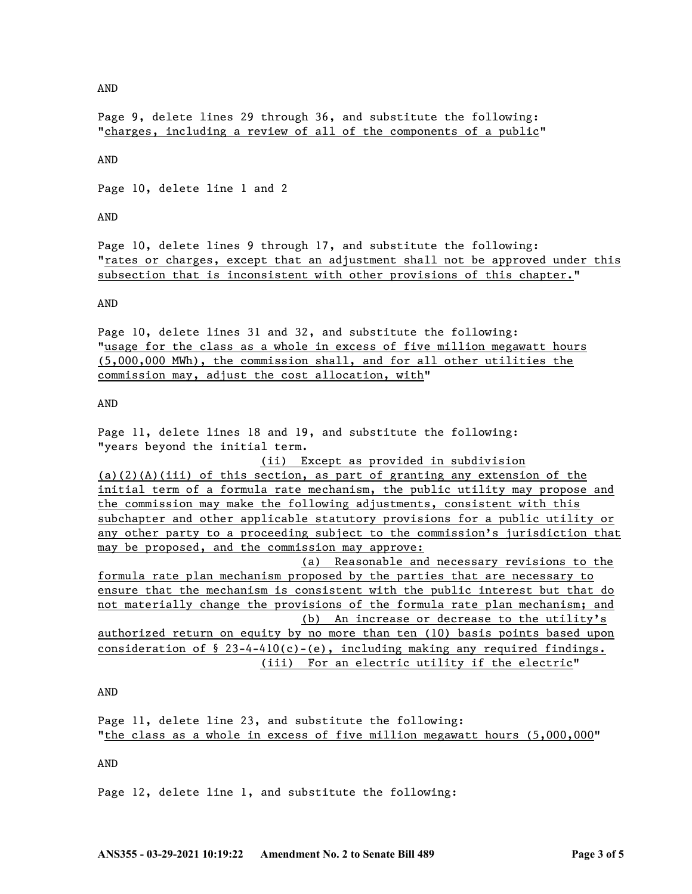AND

Page 9, delete lines 29 through 36, and substitute the following:
"charges, including a review of all of the components of a public"

AND

Page 10, delete line 1 and 2

AND

Page 10, delete lines 9 through 17, and substitute the following:
"rates or charges, except that an adjustment shall not be approved under this subsection that is inconsistent with other provisions of this chapter."

AND

Page 10, delete lines 31 and 32, and substitute the following:
"usage for the class as a whole in excess of five million megawatt hours (5,000,000 MWh), the commission shall, and for all other utilities the commission may, adjust the cost allocation, with"

AND

Page 11, delete lines 18 and 19, and substitute the following:
"years beyond the initial term.

(ii) Except as provided in subdivision (a)(2)(A)(iii) of this section, as part of granting any extension of the initial term of a formula rate mechanism, the public utility may propose and the commission may make the following adjustments, consistent with this subchapter and other applicable statutory provisions for a public utility or any other party to a proceeding subject to the commission's jurisdiction that may be proposed, and the commission may approve:

(a) Reasonable and necessary revisions to the formula rate plan mechanism proposed by the parties that are necessary to ensure that the mechanism is consistent with the public interest but that do not materially change the provisions of the formula rate plan mechanism; and

(b) An increase or decrease to the utility's authorized return on equity by no more than ten (10) basis points based upon consideration of § 23-4-410(c)-(e), including making any required findings.

(iii) For an electric utility if the electric"

AND

Page 11, delete line 23, and substitute the following:
"the class as a whole in excess of five million megawatt hours (5,000,000"

AND

Page 12, delete line 1, and substitute the following: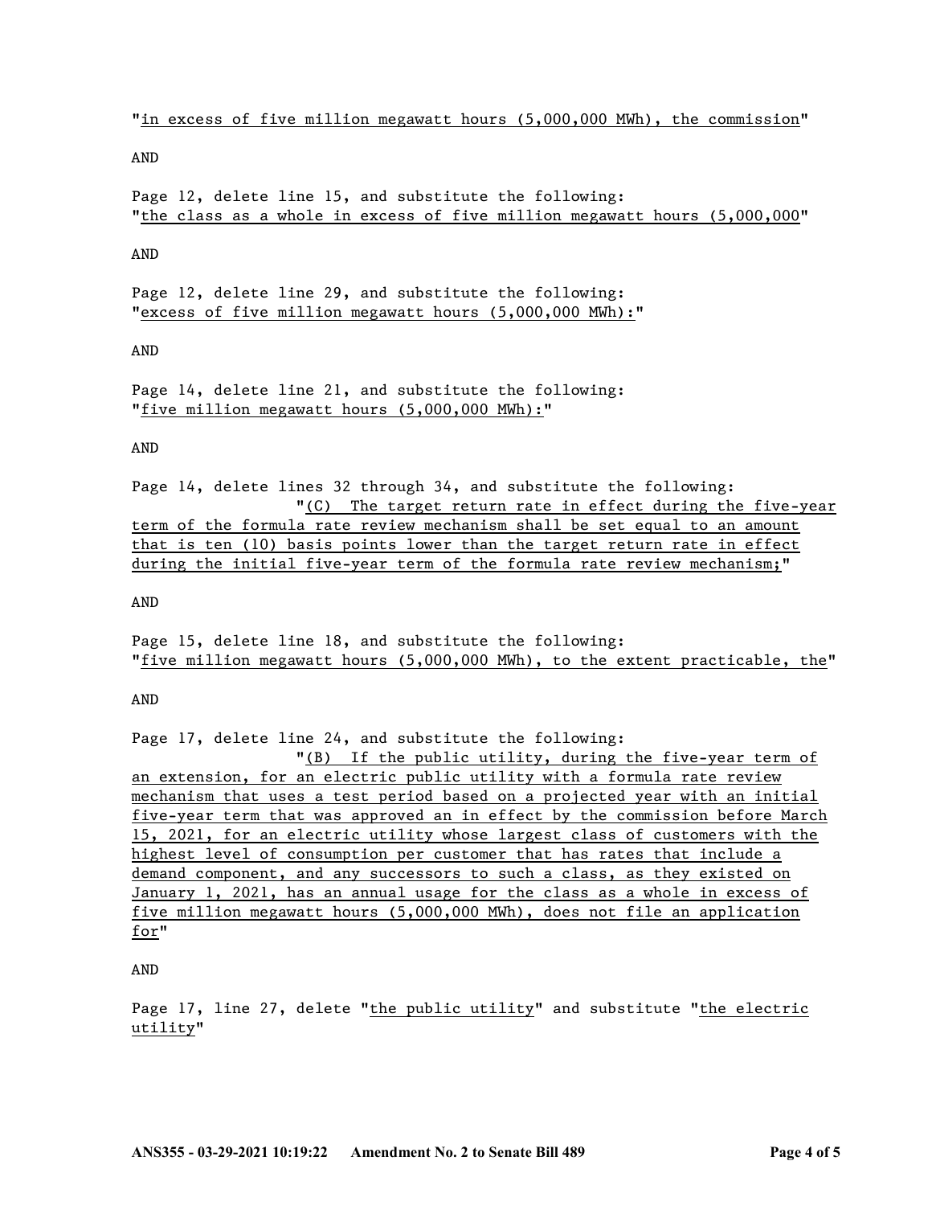"in excess of five million megawatt hours (5,000,000 MWh), the commission"

AND

Page 12, delete line 15, and substitute the following:
"the class as a whole in excess of five million megawatt hours (5,000,000"

AND

Page 12, delete line 29, and substitute the following:
"excess of five million megawatt hours (5,000,000 MWh):"

AND

Page 14, delete line 21, and substitute the following:
"five million megawatt hours (5,000,000 MWh):"

AND

Page 14, delete lines 32 through 34, and substitute the following:

"(C) The target return rate in effect during the five-year term of the formula rate review mechanism shall be set equal to an amount that is ten (10) basis points lower than the target return rate in effect during the initial five-year term of the formula rate review mechanism;"

AND

Page 15, delete line 18, and substitute the following:
"five million megawatt hours (5,000,000 MWh), to the extent practicable, the"

AND

Page 17, delete line 24, and substitute the following:

"(B) If the public utility, during the five-year term of an extension, for an electric public utility with a formula rate review mechanism that uses a test period based on a projected year with an initial five-year term that was approved an in effect by the commission before March 15, 2021, for an electric utility whose largest class of customers with the highest level of consumption per customer that has rates that include a demand component, and any successors to such a class, as they existed on January 1, 2021, has an annual usage for the class as a whole in excess of five million megawatt hours (5,000,000 MWh), does not file an application for"

AND

Page 17, line 27, delete "the public utility" and substitute "the electric utility"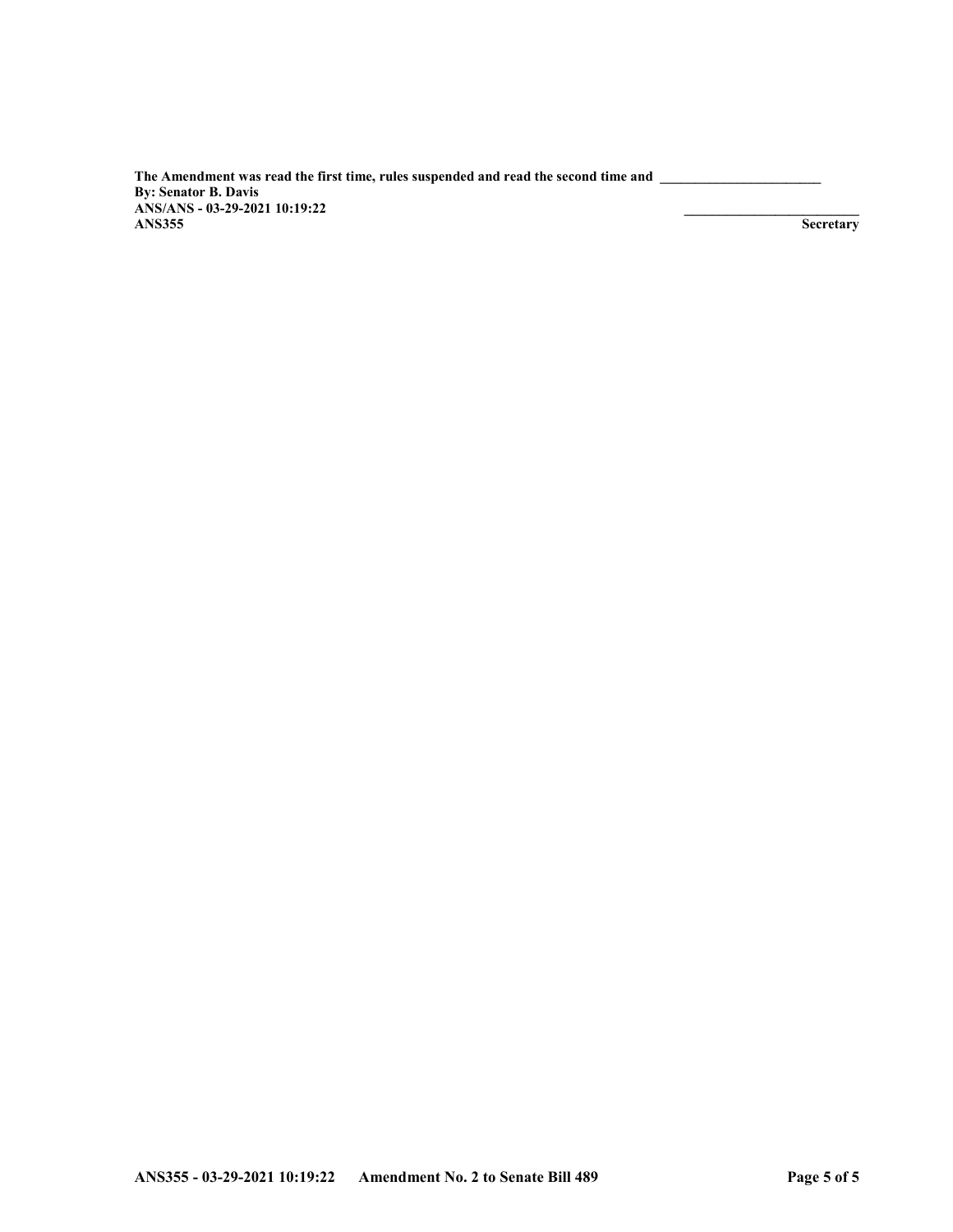**The Amendment was read the first time, rules suspended and read the second time and \_\_\_\_\_\_\_\_\_\_\_\_\_\_\_\_\_\_\_\_\_\_\_**
**By: Senator B. Davis**
**ANS/ANS - 03-29-2021 10:19:22**
**ANS355**

**\_\_\_\_\_\_\_\_\_\_\_\_\_\_\_\_\_\_\_\_\_\_\_\_\_**
**Secretary**